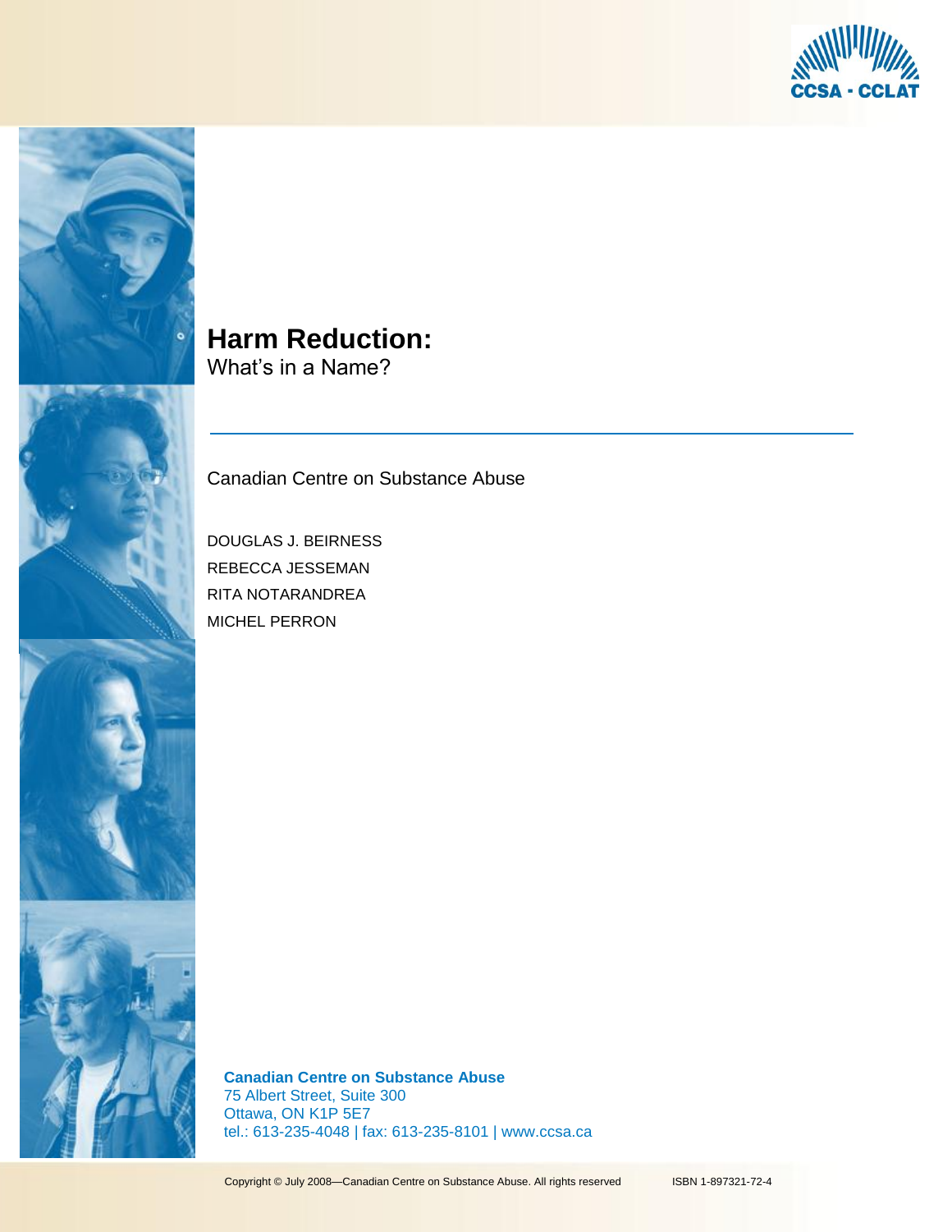CCSA · CCLAT

# Harm Reduction:

What's in a Name?

Canadian Centre on Substance Abuse

DOUGLAS J. BEIRNESS
REBECCA JESSEMAN
RITA NOTARANDREA
MICHEL PERRON

**Canadian Centre on Substance Abuse**
75 Albert Street, Suite 300
Ottawa, ON K1P 5E7
tel.: 613-235-4048 | fax: 613-235-8101 | www.ccsa.ca

Copyright © July 2008—Canadian Centre on Substance Abuse. All rights reserved ISBN 1-897321-72-4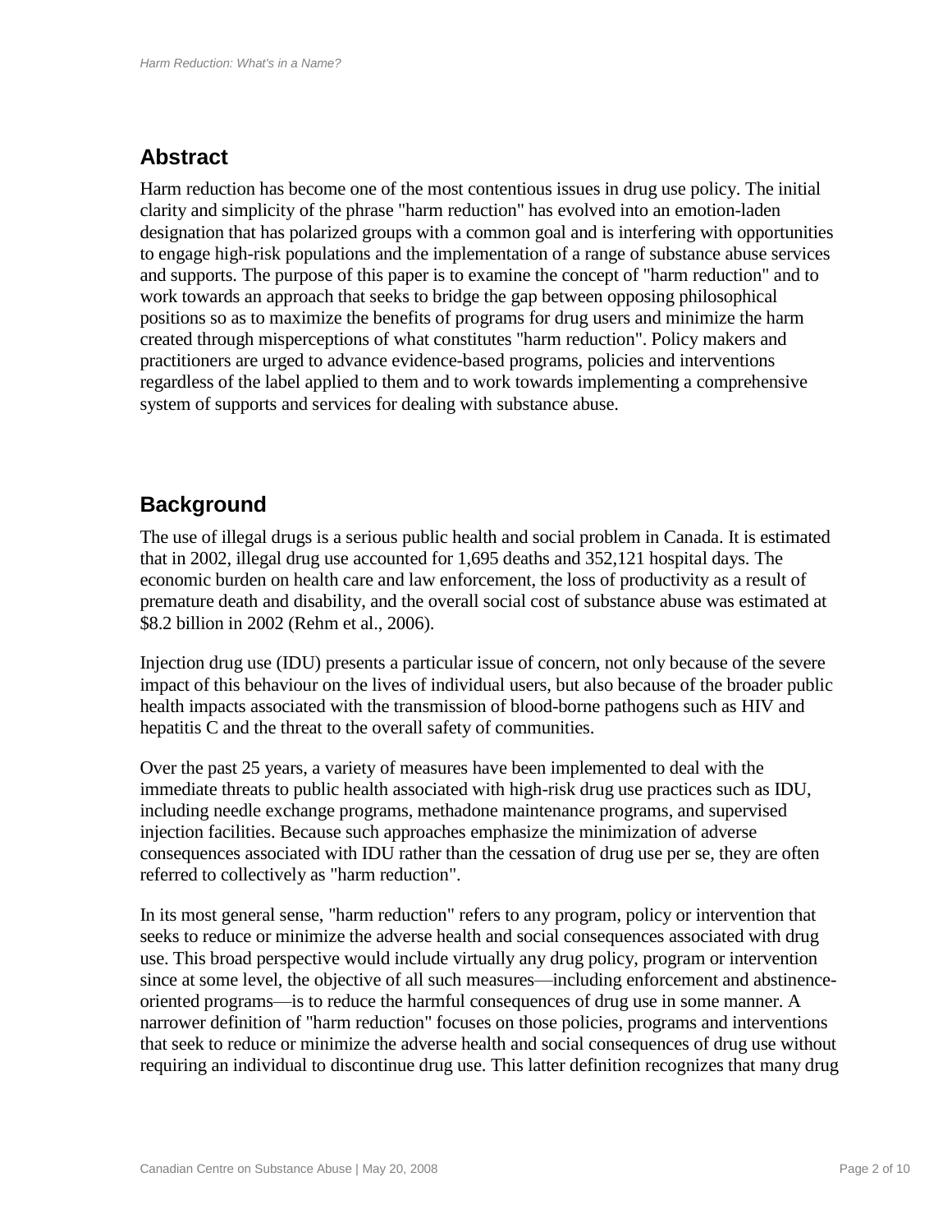## Abstract

Harm reduction has become one of the most contentious issues in drug use policy. The initial clarity and simplicity of the phrase "harm reduction" has evolved into an emotion-laden designation that has polarized groups with a common goal and is interfering with opportunities to engage high-risk populations and the implementation of a range of substance abuse services and supports. The purpose of this paper is to examine the concept of "harm reduction" and to work towards an approach that seeks to bridge the gap between opposing philosophical positions so as to maximize the benefits of programs for drug users and minimize the harm created through misperceptions of what constitutes "harm reduction". Policy makers and practitioners are urged to advance evidence-based programs, policies and interventions regardless of the label applied to them and to work towards implementing a comprehensive system of supports and services for dealing with substance abuse.

## Background

The use of illegal drugs is a serious public health and social problem in Canada. It is estimated that in 2002, illegal drug use accounted for 1,695 deaths and 352,121 hospital days. The economic burden on health care and law enforcement, the loss of productivity as a result of premature death and disability, and the overall social cost of substance abuse was estimated at $8.2 billion in 2002 (Rehm et al., 2006).

Injection drug use (IDU) presents a particular issue of concern, not only because of the severe impact of this behaviour on the lives of individual users, but also because of the broader public health impacts associated with the transmission of blood-borne pathogens such as HIV and hepatitis C and the threat to the overall safety of communities.

Over the past 25 years, a variety of measures have been implemented to deal with the immediate threats to public health associated with high-risk drug use practices such as IDU, including needle exchange programs, methadone maintenance programs, and supervised injection facilities. Because such approaches emphasize the minimization of adverse consequences associated with IDU rather than the cessation of drug use per se, they are often referred to collectively as "harm reduction".

In its most general sense, "harm reduction" refers to any program, policy or intervention that seeks to reduce or minimize the adverse health and social consequences associated with drug use. This broad perspective would include virtually any drug policy, program or intervention since at some level, the objective of all such measures—including enforcement and abstinence-oriented programs—is to reduce the harmful consequences of drug use in some manner. A narrower definition of "harm reduction" focuses on those policies, programs and interventions that seek to reduce or minimize the adverse health and social consequences of drug use without requiring an individual to discontinue drug use. This latter definition recognizes that many drug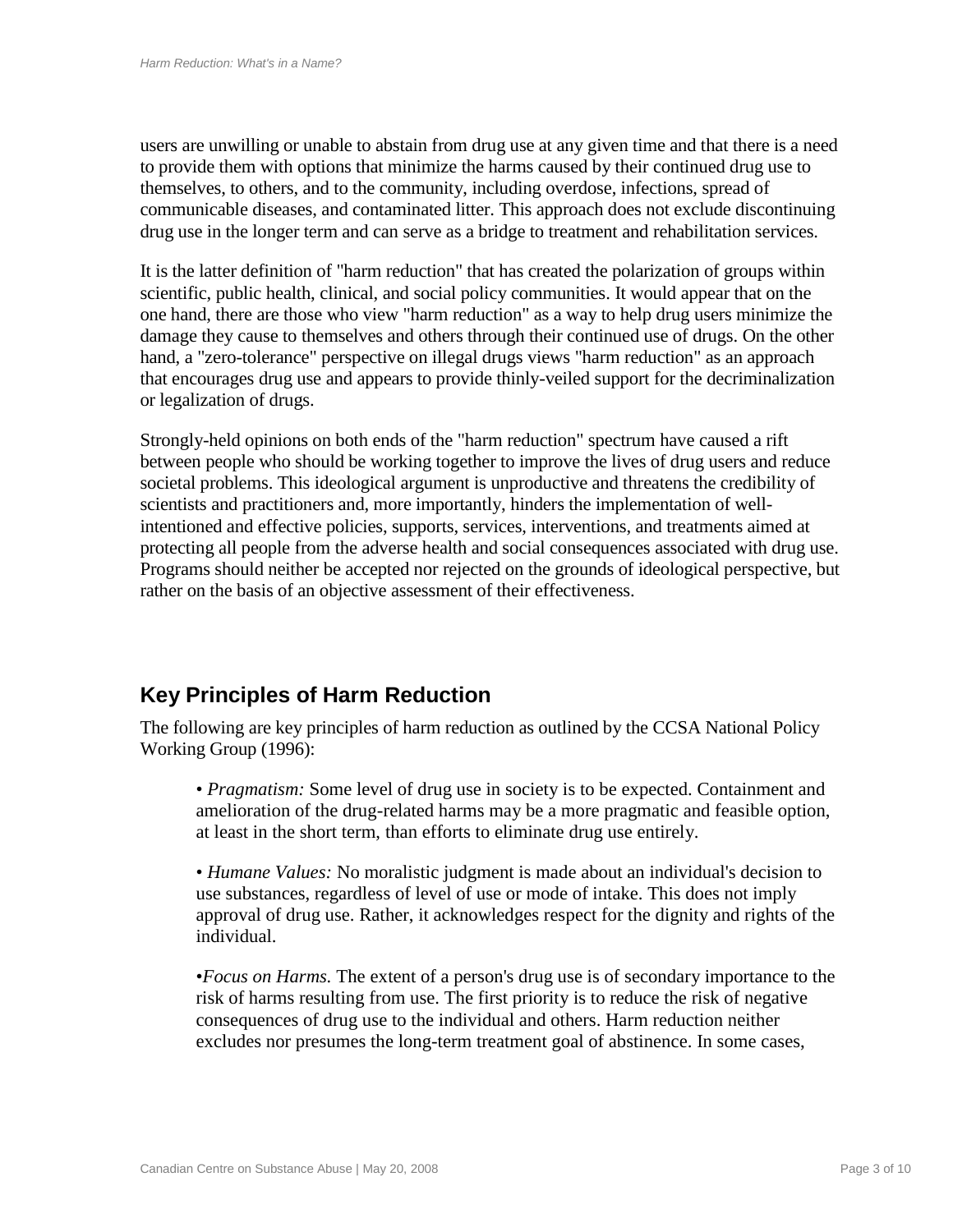users are unwilling or unable to abstain from drug use at any given time and that there is a need to provide them with options that minimize the harms caused by their continued drug use to themselves, to others, and to the community, including overdose, infections, spread of communicable diseases, and contaminated litter. This approach does not exclude discontinuing drug use in the longer term and can serve as a bridge to treatment and rehabilitation services.

It is the latter definition of "harm reduction" that has created the polarization of groups within scientific, public health, clinical, and social policy communities. It would appear that on the one hand, there are those who view "harm reduction" as a way to help drug users minimize the damage they cause to themselves and others through their continued use of drugs. On the other hand, a "zero-tolerance" perspective on illegal drugs views "harm reduction" as an approach that encourages drug use and appears to provide thinly-veiled support for the decriminalization or legalization of drugs.

Strongly-held opinions on both ends of the "harm reduction" spectrum have caused a rift between people who should be working together to improve the lives of drug users and reduce societal problems. This ideological argument is unproductive and threatens the credibility of scientists and practitioners and, more importantly, hinders the implementation of well-intentioned and effective policies, supports, services, interventions, and treatments aimed at protecting all people from the adverse health and social consequences associated with drug use. Programs should neither be accepted nor rejected on the grounds of ideological perspective, but rather on the basis of an objective assessment of their effectiveness.

## Key Principles of Harm Reduction

The following are key principles of harm reduction as outlined by the CCSA National Policy Working Group (1996):

- *Pragmatism:* Some level of drug use in society is to be expected. Containment and amelioration of the drug-related harms may be a more pragmatic and feasible option, at least in the short term, than efforts to eliminate drug use entirely.

- *Humane Values:* No moralistic judgment is made about an individual's decision to use substances, regardless of level of use or mode of intake. This does not imply approval of drug use. Rather, it acknowledges respect for the dignity and rights of the individual.

- *Focus on Harms.* The extent of a person's drug use is of secondary importance to the risk of harms resulting from use. The first priority is to reduce the risk of negative consequences of drug use to the individual and others. Harm reduction neither excludes nor presumes the long-term treatment goal of abstinence. In some cases,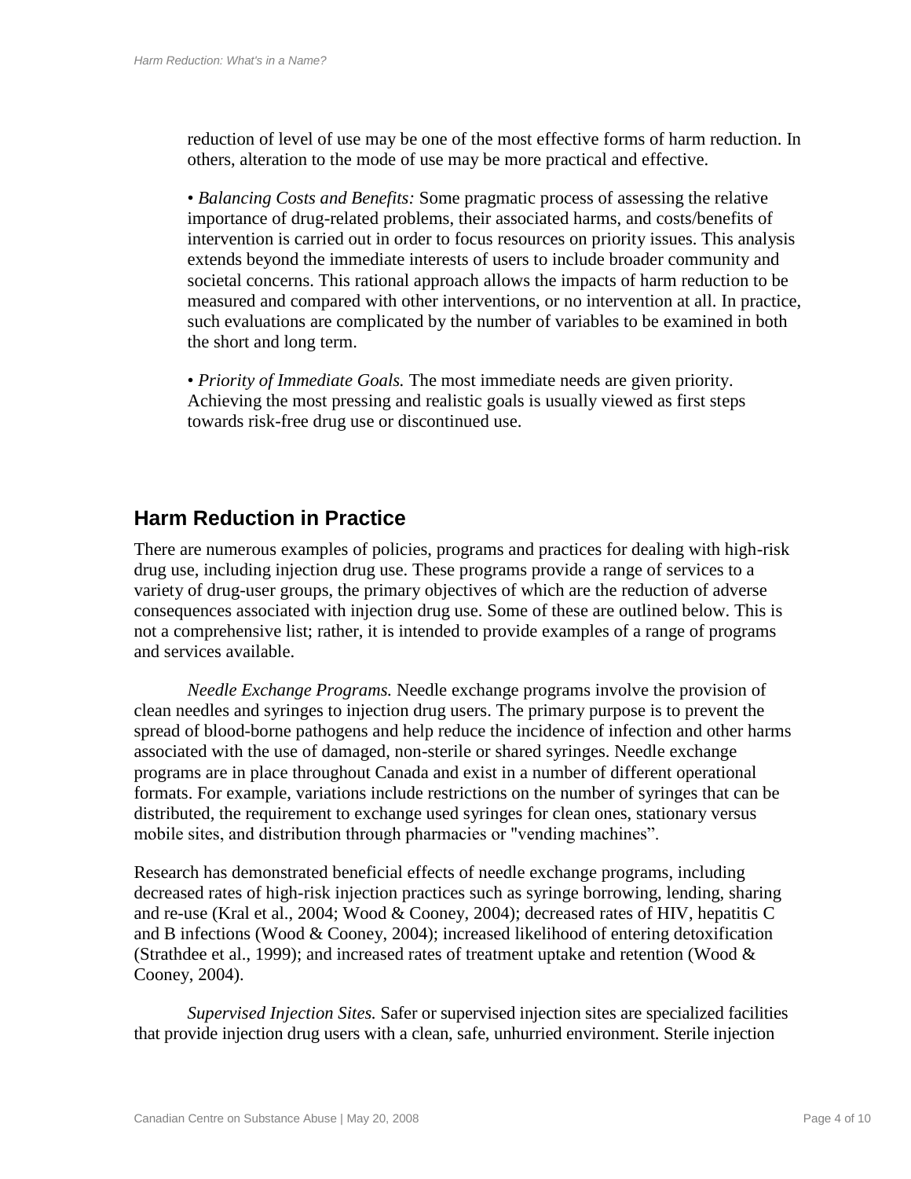reduction of level of use may be one of the most effective forms of harm reduction. In others, alteration to the mode of use may be more practical and effective.

• *Balancing Costs and Benefits:* Some pragmatic process of assessing the relative importance of drug-related problems, their associated harms, and costs/benefits of intervention is carried out in order to focus resources on priority issues. This analysis extends beyond the immediate interests of users to include broader community and societal concerns. This rational approach allows the impacts of harm reduction to be measured and compared with other interventions, or no intervention at all. In practice, such evaluations are complicated by the number of variables to be examined in both the short and long term.

• *Priority of Immediate Goals.* The most immediate needs are given priority. Achieving the most pressing and realistic goals is usually viewed as first steps towards risk-free drug use or discontinued use.

## Harm Reduction in Practice

There are numerous examples of policies, programs and practices for dealing with high-risk drug use, including injection drug use. These programs provide a range of services to a variety of drug-user groups, the primary objectives of which are the reduction of adverse consequences associated with injection drug use. Some of these are outlined below. This is not a comprehensive list; rather, it is intended to provide examples of a range of programs and services available.

*Needle Exchange Programs.* Needle exchange programs involve the provision of clean needles and syringes to injection drug users. The primary purpose is to prevent the spread of blood-borne pathogens and help reduce the incidence of infection and other harms associated with the use of damaged, non-sterile or shared syringes. Needle exchange programs are in place throughout Canada and exist in a number of different operational formats. For example, variations include restrictions on the number of syringes that can be distributed, the requirement to exchange used syringes for clean ones, stationary versus mobile sites, and distribution through pharmacies or "vending machines".

Research has demonstrated beneficial effects of needle exchange programs, including decreased rates of high-risk injection practices such as syringe borrowing, lending, sharing and re-use (Kral et al., 2004; Wood & Cooney, 2004); decreased rates of HIV, hepatitis C and B infections (Wood & Cooney, 2004); increased likelihood of entering detoxification (Strathdee et al., 1999); and increased rates of treatment uptake and retention (Wood & Cooney, 2004).

*Supervised Injection Sites.* Safer or supervised injection sites are specialized facilities that provide injection drug users with a clean, safe, unhurried environment. Sterile injection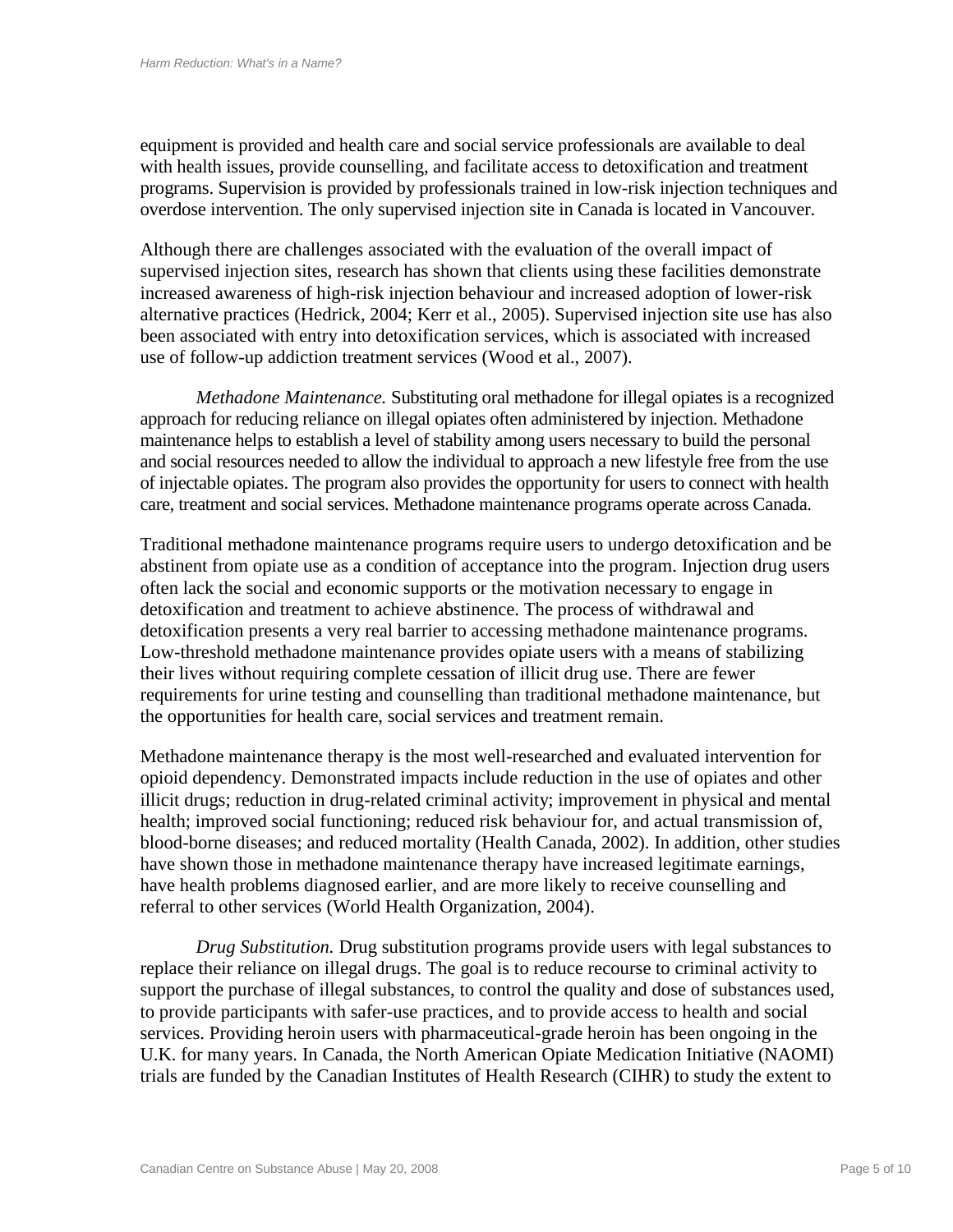equipment is provided and health care and social service professionals are available to deal with health issues, provide counselling, and facilitate access to detoxification and treatment programs. Supervision is provided by professionals trained in low-risk injection techniques and overdose intervention. The only supervised injection site in Canada is located in Vancouver.

Although there are challenges associated with the evaluation of the overall impact of supervised injection sites, research has shown that clients using these facilities demonstrate increased awareness of high-risk injection behaviour and increased adoption of lower-risk alternative practices (Hedrick, 2004; Kerr et al., 2005). Supervised injection site use has also been associated with entry into detoxification services, which is associated with increased use of follow-up addiction treatment services (Wood et al., 2007).

*Methadone Maintenance.* Substituting oral methadone for illegal opiates is a recognized approach for reducing reliance on illegal opiates often administered by injection. Methadone maintenance helps to establish a level of stability among users necessary to build the personal and social resources needed to allow the individual to approach a new lifestyle free from the use of injectable opiates. The program also provides the opportunity for users to connect with health care, treatment and social services. Methadone maintenance programs operate across Canada.

Traditional methadone maintenance programs require users to undergo detoxification and be abstinent from opiate use as a condition of acceptance into the program. Injection drug users often lack the social and economic supports or the motivation necessary to engage in detoxification and treatment to achieve abstinence. The process of withdrawal and detoxification presents a very real barrier to accessing methadone maintenance programs. Low-threshold methadone maintenance provides opiate users with a means of stabilizing their lives without requiring complete cessation of illicit drug use. There are fewer requirements for urine testing and counselling than traditional methadone maintenance, but the opportunities for health care, social services and treatment remain.

Methadone maintenance therapy is the most well-researched and evaluated intervention for opioid dependency. Demonstrated impacts include reduction in the use of opiates and other illicit drugs; reduction in drug-related criminal activity; improvement in physical and mental health; improved social functioning; reduced risk behaviour for, and actual transmission of, blood-borne diseases; and reduced mortality (Health Canada, 2002). In addition, other studies have shown those in methadone maintenance therapy have increased legitimate earnings, have health problems diagnosed earlier, and are more likely to receive counselling and referral to other services (World Health Organization, 2004).

*Drug Substitution.* Drug substitution programs provide users with legal substances to replace their reliance on illegal drugs. The goal is to reduce recourse to criminal activity to support the purchase of illegal substances, to control the quality and dose of substances used, to provide participants with safer-use practices, and to provide access to health and social services. Providing heroin users with pharmaceutical-grade heroin has been ongoing in the U.K. for many years. In Canada, the North American Opiate Medication Initiative (NAOMI) trials are funded by the Canadian Institutes of Health Research (CIHR) to study the extent to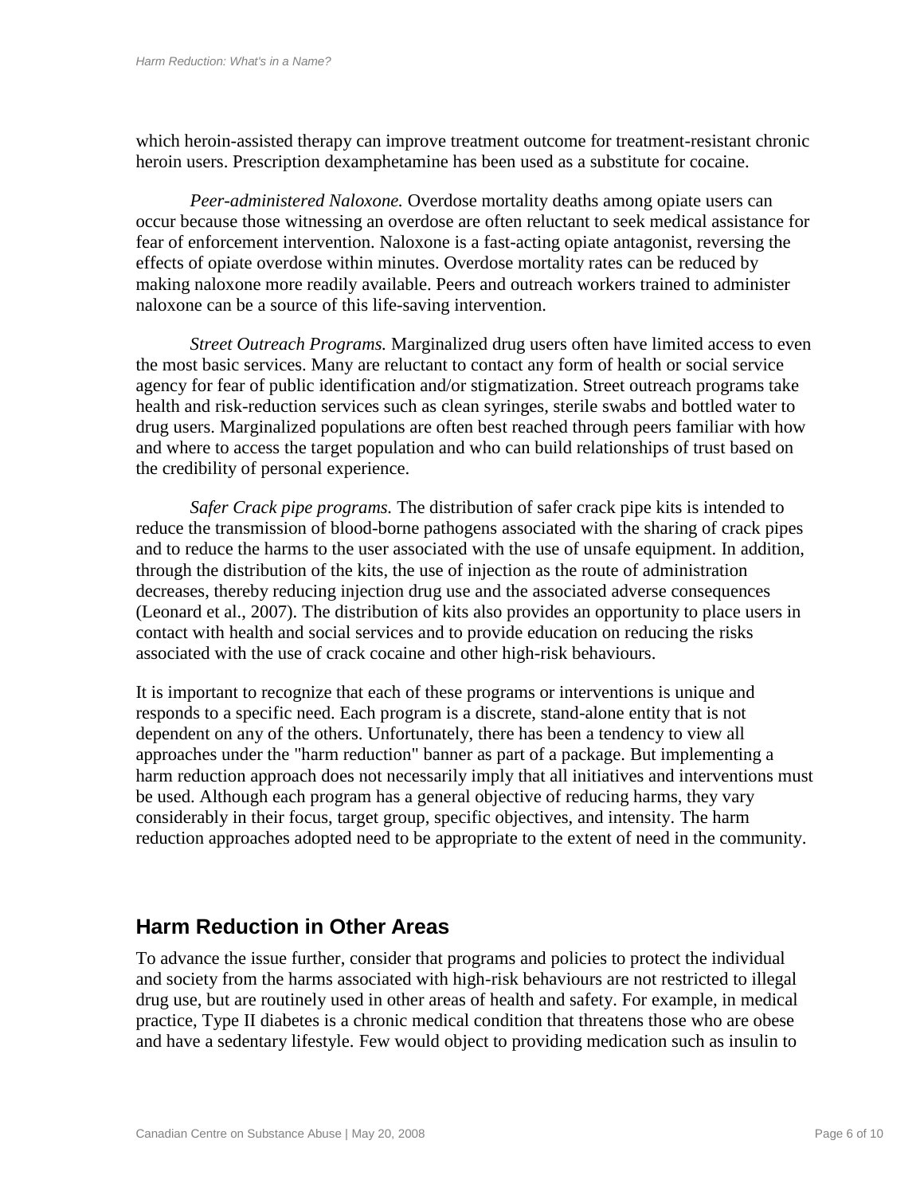which heroin-assisted therapy can improve treatment outcome for treatment-resistant chronic heroin users. Prescription dexamphetamine has been used as a substitute for cocaine.

*Peer-administered Naloxone.* Overdose mortality deaths among opiate users can occur because those witnessing an overdose are often reluctant to seek medical assistance for fear of enforcement intervention. Naloxone is a fast-acting opiate antagonist, reversing the effects of opiate overdose within minutes. Overdose mortality rates can be reduced by making naloxone more readily available. Peers and outreach workers trained to administer naloxone can be a source of this life-saving intervention.

*Street Outreach Programs.* Marginalized drug users often have limited access to even the most basic services. Many are reluctant to contact any form of health or social service agency for fear of public identification and/or stigmatization. Street outreach programs take health and risk-reduction services such as clean syringes, sterile swabs and bottled water to drug users. Marginalized populations are often best reached through peers familiar with how and where to access the target population and who can build relationships of trust based on the credibility of personal experience.

*Safer Crack pipe programs.* The distribution of safer crack pipe kits is intended to reduce the transmission of blood-borne pathogens associated with the sharing of crack pipes and to reduce the harms to the user associated with the use of unsafe equipment. In addition, through the distribution of the kits, the use of injection as the route of administration decreases, thereby reducing injection drug use and the associated adverse consequences (Leonard et al., 2007). The distribution of kits also provides an opportunity to place users in contact with health and social services and to provide education on reducing the risks associated with the use of crack cocaine and other high-risk behaviours.

It is important to recognize that each of these programs or interventions is unique and responds to a specific need. Each program is a discrete, stand-alone entity that is not dependent on any of the others. Unfortunately, there has been a tendency to view all approaches under the "harm reduction" banner as part of a package. But implementing a harm reduction approach does not necessarily imply that all initiatives and interventions must be used. Although each program has a general objective of reducing harms, they vary considerably in their focus, target group, specific objectives, and intensity. The harm reduction approaches adopted need to be appropriate to the extent of need in the community.

## Harm Reduction in Other Areas

To advance the issue further, consider that programs and policies to protect the individual and society from the harms associated with high-risk behaviours are not restricted to illegal drug use, but are routinely used in other areas of health and safety. For example, in medical practice, Type II diabetes is a chronic medical condition that threatens those who are obese and have a sedentary lifestyle. Few would object to providing medication such as insulin to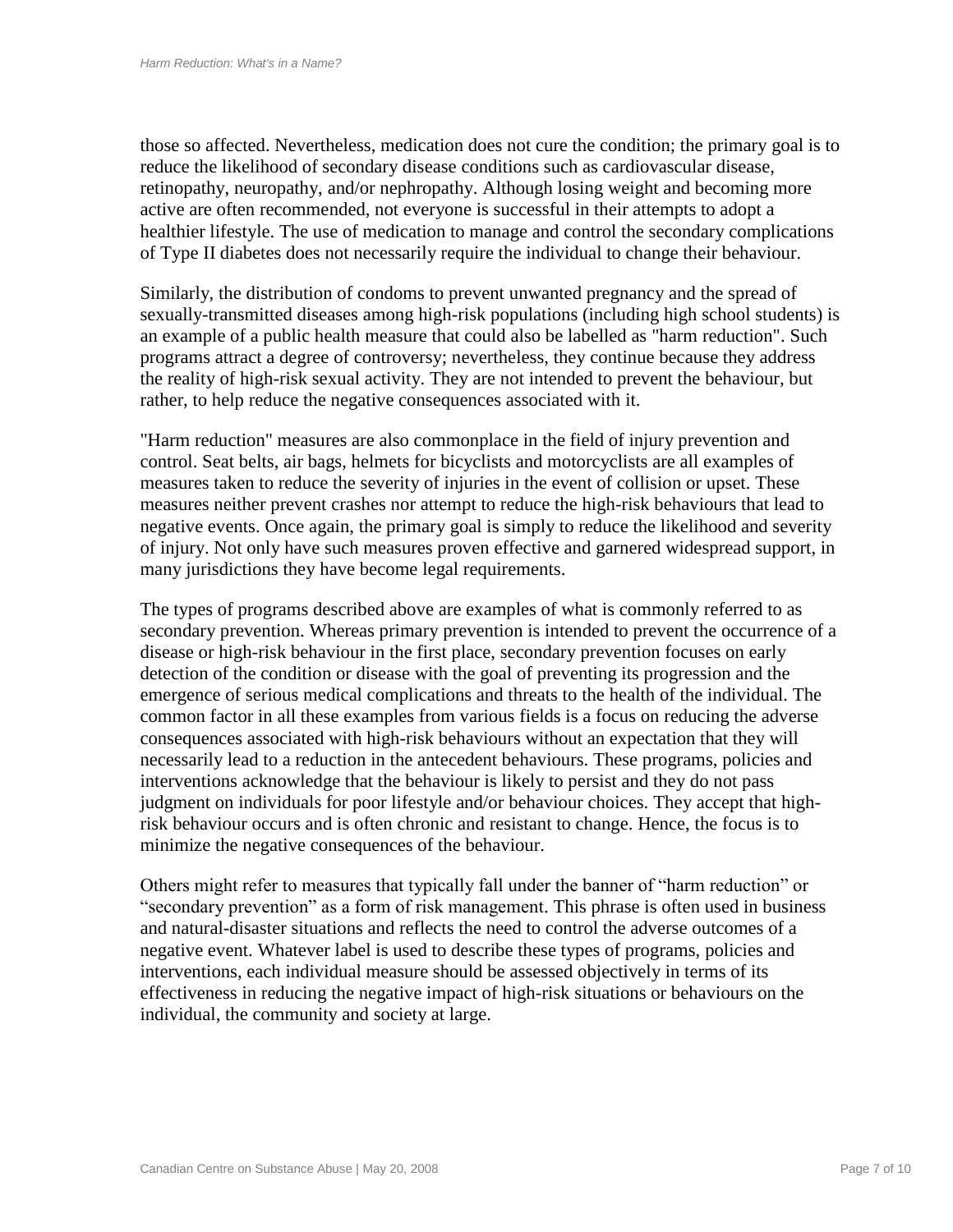those so affected. Nevertheless, medication does not cure the condition; the primary goal is to reduce the likelihood of secondary disease conditions such as cardiovascular disease, retinopathy, neuropathy, and/or nephropathy. Although losing weight and becoming more active are often recommended, not everyone is successful in their attempts to adopt a healthier lifestyle. The use of medication to manage and control the secondary complications of Type II diabetes does not necessarily require the individual to change their behaviour.

Similarly, the distribution of condoms to prevent unwanted pregnancy and the spread of sexually-transmitted diseases among high-risk populations (including high school students) is an example of a public health measure that could also be labelled as "harm reduction". Such programs attract a degree of controversy; nevertheless, they continue because they address the reality of high-risk sexual activity. They are not intended to prevent the behaviour, but rather, to help reduce the negative consequences associated with it.

"Harm reduction" measures are also commonplace in the field of injury prevention and control. Seat belts, air bags, helmets for bicyclists and motorcyclists are all examples of measures taken to reduce the severity of injuries in the event of collision or upset. These measures neither prevent crashes nor attempt to reduce the high-risk behaviours that lead to negative events. Once again, the primary goal is simply to reduce the likelihood and severity of injury. Not only have such measures proven effective and garnered widespread support, in many jurisdictions they have become legal requirements.

The types of programs described above are examples of what is commonly referred to as secondary prevention. Whereas primary prevention is intended to prevent the occurrence of a disease or high-risk behaviour in the first place, secondary prevention focuses on early detection of the condition or disease with the goal of preventing its progression and the emergence of serious medical complications and threats to the health of the individual. The common factor in all these examples from various fields is a focus on reducing the adverse consequences associated with high-risk behaviours without an expectation that they will necessarily lead to a reduction in the antecedent behaviours. These programs, policies and interventions acknowledge that the behaviour is likely to persist and they do not pass judgment on individuals for poor lifestyle and/or behaviour choices. They accept that high-risk behaviour occurs and is often chronic and resistant to change. Hence, the focus is to minimize the negative consequences of the behaviour.

Others might refer to measures that typically fall under the banner of "harm reduction" or "secondary prevention" as a form of risk management. This phrase is often used in business and natural-disaster situations and reflects the need to control the adverse outcomes of a negative event. Whatever label is used to describe these types of programs, policies and interventions, each individual measure should be assessed objectively in terms of its effectiveness in reducing the negative impact of high-risk situations or behaviours on the individual, the community and society at large.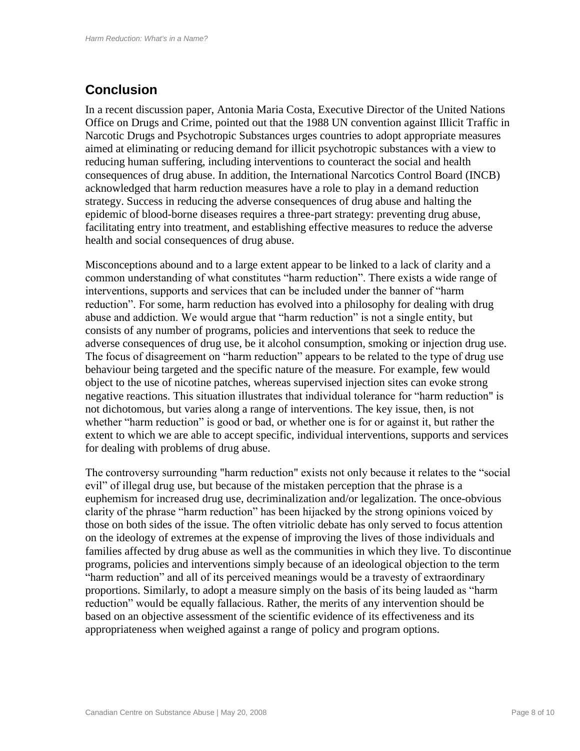## Conclusion

In a recent discussion paper, Antonia Maria Costa, Executive Director of the United Nations Office on Drugs and Crime, pointed out that the 1988 UN convention against Illicit Traffic in Narcotic Drugs and Psychotropic Substances urges countries to adopt appropriate measures aimed at eliminating or reducing demand for illicit psychotropic substances with a view to reducing human suffering, including interventions to counteract the social and health consequences of drug abuse. In addition, the International Narcotics Control Board (INCB) acknowledged that harm reduction measures have a role to play in a demand reduction strategy. Success in reducing the adverse consequences of drug abuse and halting the epidemic of blood-borne diseases requires a three-part strategy: preventing drug abuse, facilitating entry into treatment, and establishing effective measures to reduce the adverse health and social consequences of drug abuse.

Misconceptions abound and to a large extent appear to be linked to a lack of clarity and a common understanding of what constitutes "harm reduction". There exists a wide range of interventions, supports and services that can be included under the banner of "harm reduction". For some, harm reduction has evolved into a philosophy for dealing with drug abuse and addiction. We would argue that "harm reduction" is not a single entity, but consists of any number of programs, policies and interventions that seek to reduce the adverse consequences of drug use, be it alcohol consumption, smoking or injection drug use. The focus of disagreement on "harm reduction" appears to be related to the type of drug use behaviour being targeted and the specific nature of the measure. For example, few would object to the use of nicotine patches, whereas supervised injection sites can evoke strong negative reactions. This situation illustrates that individual tolerance for "harm reduction" is not dichotomous, but varies along a range of interventions. The key issue, then, is not whether "harm reduction" is good or bad, or whether one is for or against it, but rather the extent to which we are able to accept specific, individual interventions, supports and services for dealing with problems of drug abuse.

The controversy surrounding "harm reduction" exists not only because it relates to the "social evil" of illegal drug use, but because of the mistaken perception that the phrase is a euphemism for increased drug use, decriminalization and/or legalization. The once-obvious clarity of the phrase "harm reduction" has been hijacked by the strong opinions voiced by those on both sides of the issue. The often vitriolic debate has only served to focus attention on the ideology of extremes at the expense of improving the lives of those individuals and families affected by drug abuse as well as the communities in which they live. To discontinue programs, policies and interventions simply because of an ideological objection to the term "harm reduction" and all of its perceived meanings would be a travesty of extraordinary proportions. Similarly, to adopt a measure simply on the basis of its being lauded as "harm reduction" would be equally fallacious. Rather, the merits of any intervention should be based on an objective assessment of the scientific evidence of its effectiveness and its appropriateness when weighed against a range of policy and program options.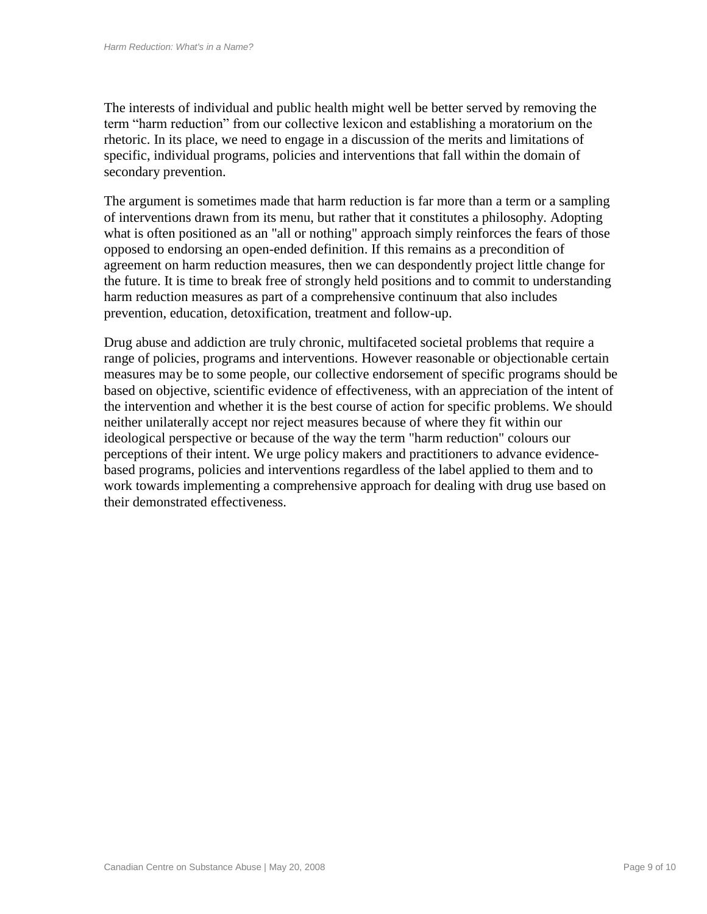The interests of individual and public health might well be better served by removing the term "harm reduction" from our collective lexicon and establishing a moratorium on the rhetoric. In its place, we need to engage in a discussion of the merits and limitations of specific, individual programs, policies and interventions that fall within the domain of secondary prevention.

The argument is sometimes made that harm reduction is far more than a term or a sampling of interventions drawn from its menu, but rather that it constitutes a philosophy. Adopting what is often positioned as an "all or nothing" approach simply reinforces the fears of those opposed to endorsing an open-ended definition. If this remains as a precondition of agreement on harm reduction measures, then we can despondently project little change for the future. It is time to break free of strongly held positions and to commit to understanding harm reduction measures as part of a comprehensive continuum that also includes prevention, education, detoxification, treatment and follow-up.

Drug abuse and addiction are truly chronic, multifaceted societal problems that require a range of policies, programs and interventions. However reasonable or objectionable certain measures may be to some people, our collective endorsement of specific programs should be based on objective, scientific evidence of effectiveness, with an appreciation of the intent of the intervention and whether it is the best course of action for specific problems. We should neither unilaterally accept nor reject measures because of where they fit within our ideological perspective or because of the way the term "harm reduction" colours our perceptions of their intent. We urge policy makers and practitioners to advance evidence-based programs, policies and interventions regardless of the label applied to them and to work towards implementing a comprehensive approach for dealing with drug use based on their demonstrated effectiveness.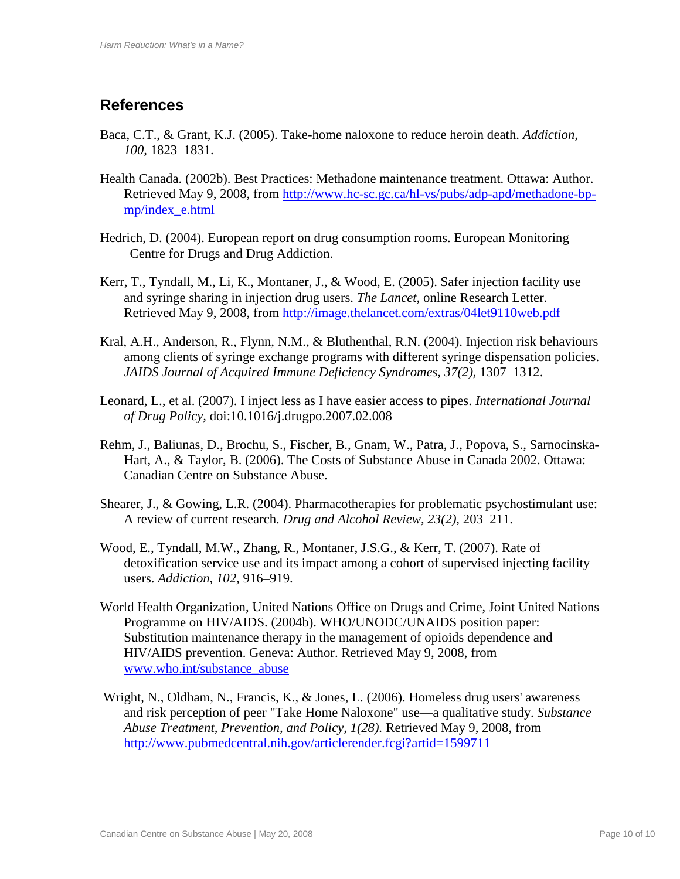## References

Baca, C.T., & Grant, K.J. (2005). Take-home naloxone to reduce heroin death. *Addiction, 100,* 1823–1831.

Health Canada. (2002b). Best Practices: Methadone maintenance treatment. Ottawa: Author. Retrieved May 9, 2008, from http://www.hc-sc.gc.ca/hl-vs/pubs/adp-apd/methadone-bp-mp/index_e.html

Hedrich, D. (2004). European report on drug consumption rooms. European Monitoring Centre for Drugs and Drug Addiction.

Kerr, T., Tyndall, M., Li, K., Montaner, J., & Wood, E. (2005). Safer injection facility use and syringe sharing in injection drug users. *The Lancet*, online Research Letter. Retrieved May 9, 2008, from http://image.thelancet.com/extras/04let9110web.pdf

Kral, A.H., Anderson, R., Flynn, N.M., & Bluthenthal, R.N. (2004). Injection risk behaviours among clients of syringe exchange programs with different syringe dispensation policies. *JAIDS Journal of Acquired Immune Deficiency Syndromes, 37(2),* 1307–1312.

Leonard, L., et al. (2007). I inject less as I have easier access to pipes. *International Journal of Drug Policy,* doi:10.1016/j.drugpo.2007.02.008

Rehm, J., Baliunas, D., Brochu, S., Fischer, B., Gnam, W., Patra, J., Popova, S., Sarnocinska-Hart, A., & Taylor, B. (2006). The Costs of Substance Abuse in Canada 2002. Ottawa: Canadian Centre on Substance Abuse.

Shearer, J., & Gowing, L.R. (2004). Pharmacotherapies for problematic psychostimulant use: A review of current research. *Drug and Alcohol Review, 23(2),* 203–211.

Wood, E., Tyndall, M.W., Zhang, R., Montaner, J.S.G., & Kerr, T. (2007). Rate of detoxification service use and its impact among a cohort of supervised injecting facility users. *Addiction, 102,* 916–919.

World Health Organization, United Nations Office on Drugs and Crime, Joint United Nations Programme on HIV/AIDS. (2004b). WHO/UNODC/UNAIDS position paper: Substitution maintenance therapy in the management of opioids dependence and HIV/AIDS prevention. Geneva: Author. Retrieved May 9, 2008, from www.who.int/substance_abuse

Wright, N., Oldham, N., Francis, K., & Jones, L. (2006). Homeless drug users' awareness and risk perception of peer "Take Home Naloxone" use—a qualitative study. *Substance Abuse Treatment, Prevention, and Policy, 1(28).* Retrieved May 9, 2008, from http://www.pubmedcentral.nih.gov/articlerender.fcgi?artid=1599711